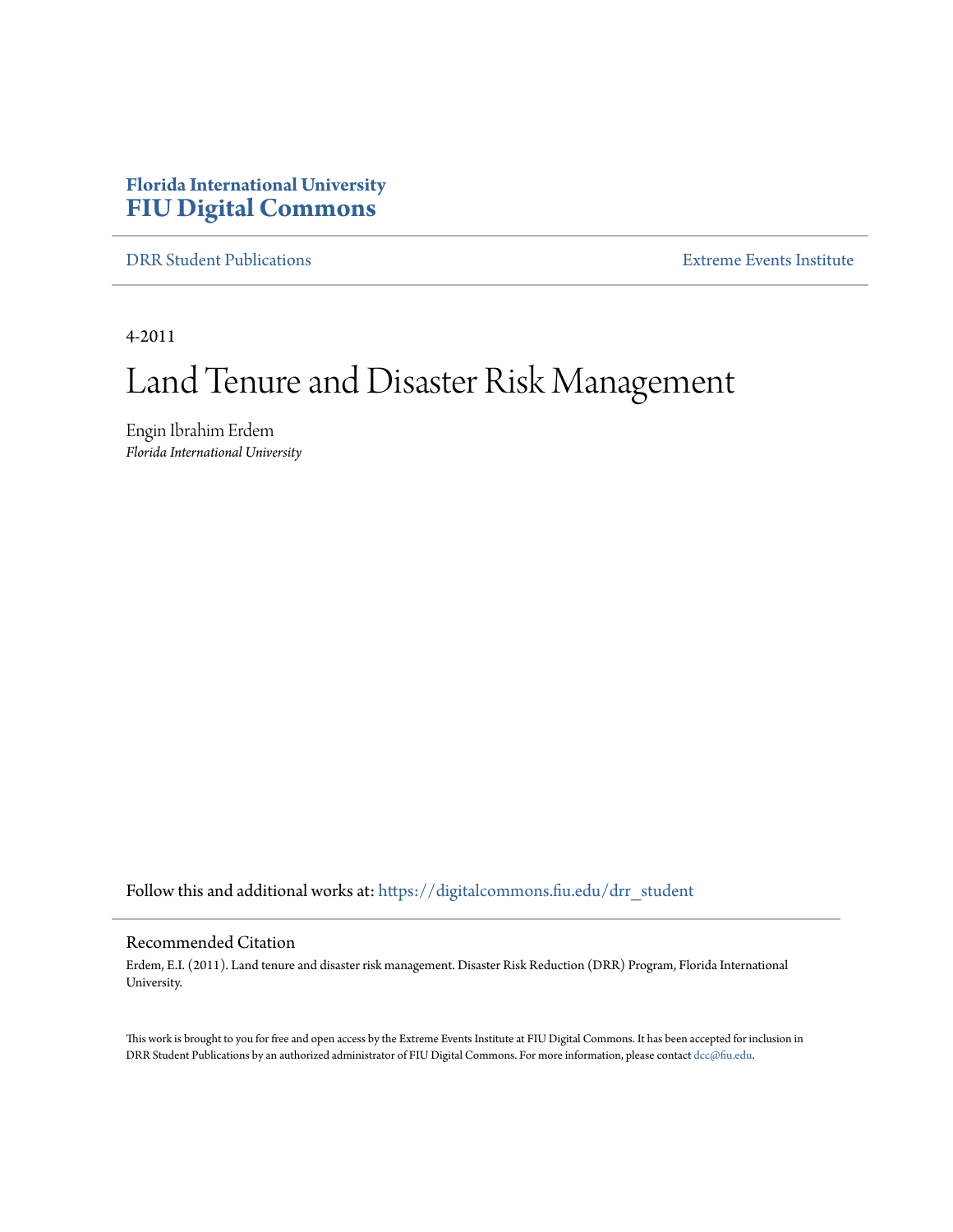**Florida International University**
**FIU Digital Commons**

DRR Student Publications

Extreme Events Institute

4-2011

# Land Tenure and Disaster Risk Management

Engin Ibrahim Erdem
*Florida International University*

Follow this and additional works at: https://digitalcommons.fiu.edu/drr_student

## Recommended Citation

Erdem, E.I. (2011). Land tenure and disaster risk management. Disaster Risk Reduction (DRR) Program, Florida International University.

This work is brought to you for free and open access by the Extreme Events Institute at FIU Digital Commons. It has been accepted for inclusion in DRR Student Publications by an authorized administrator of FIU Digital Commons. For more information, please contact dcc@fiu.edu.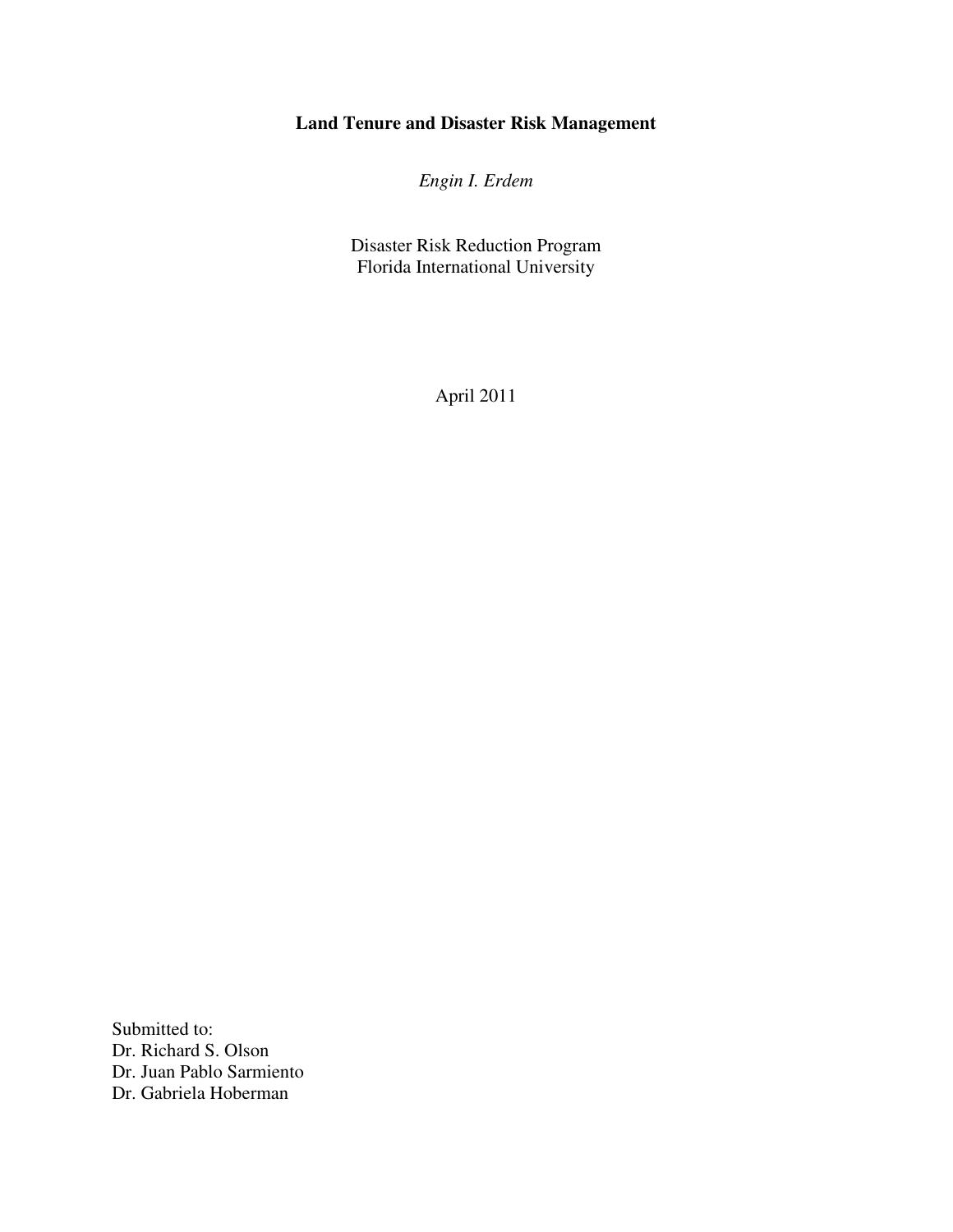# Land Tenure and Disaster Risk Management

*Engin I. Erdem*

Disaster Risk Reduction Program
Florida International University

April 2011

Submitted to:
Dr. Richard S. Olson
Dr. Juan Pablo Sarmiento
Dr. Gabriela Hoberman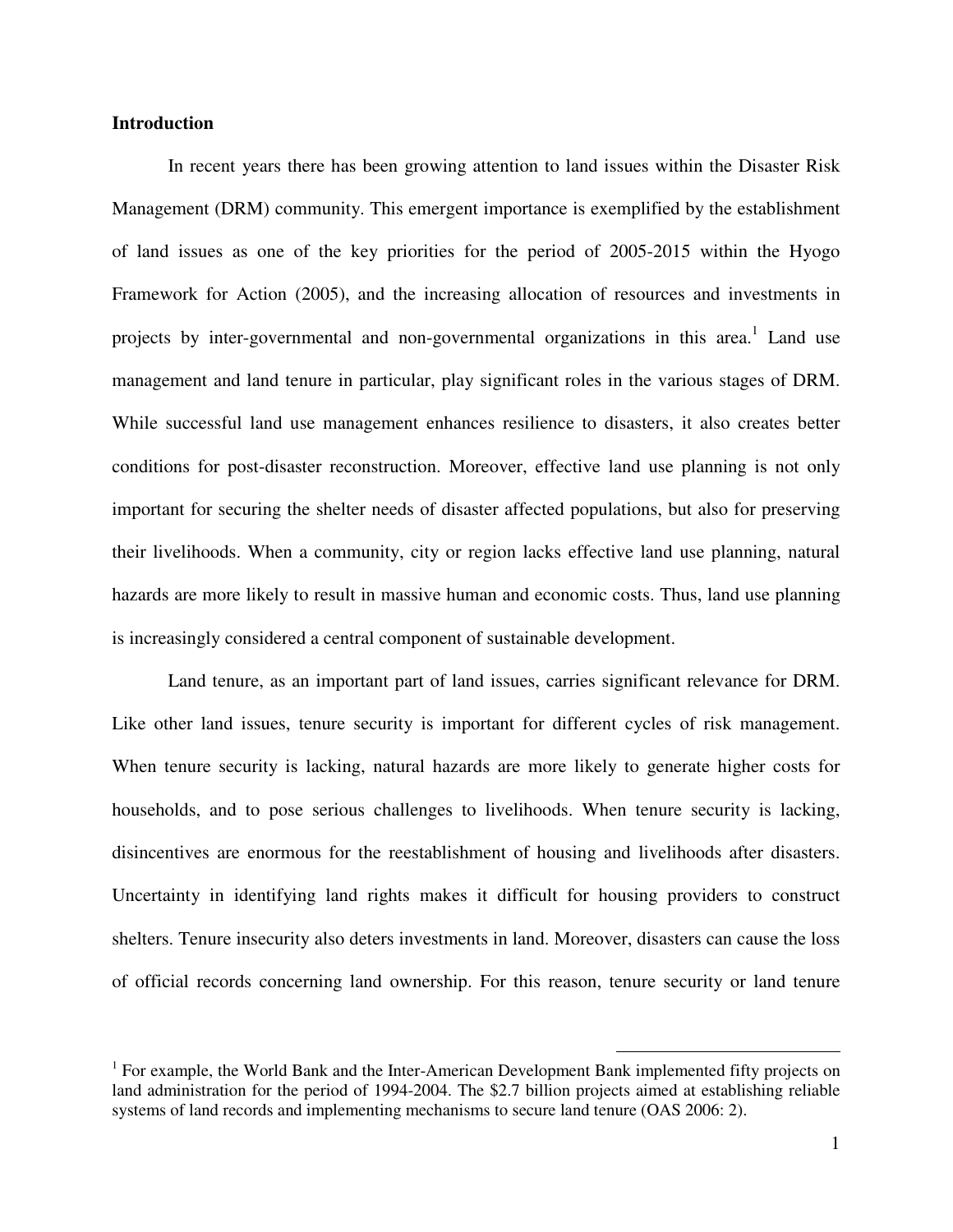**Introduction**

In recent years there has been growing attention to land issues within the Disaster Risk Management (DRM) community. This emergent importance is exemplified by the establishment of land issues as one of the key priorities for the period of 2005-2015 within the Hyogo Framework for Action (2005), and the increasing allocation of resources and investments in projects by inter-governmental and non-governmental organizations in this area.[1] Land use management and land tenure in particular, play significant roles in the various stages of DRM. While successful land use management enhances resilience to disasters, it also creates better conditions for post-disaster reconstruction. Moreover, effective land use planning is not only important for securing the shelter needs of disaster affected populations, but also for preserving their livelihoods. When a community, city or region lacks effective land use planning, natural hazards are more likely to result in massive human and economic costs. Thus, land use planning is increasingly considered a central component of sustainable development.

Land tenure, as an important part of land issues, carries significant relevance for DRM. Like other land issues, tenure security is important for different cycles of risk management. When tenure security is lacking, natural hazards are more likely to generate higher costs for households, and to pose serious challenges to livelihoods. When tenure security is lacking, disincentives are enormous for the reestablishment of housing and livelihoods after disasters. Uncertainty in identifying land rights makes it difficult for housing providers to construct shelters. Tenure insecurity also deters investments in land. Moreover, disasters can cause the loss of official records concerning land ownership. For this reason, tenure security or land tenure

---

[1] For example, the World Bank and the Inter-American Development Bank implemented fifty projects on land administration for the period of 1994-2004. The $2.7 billion projects aimed at establishing reliable systems of land records and implementing mechanisms to secure land tenure (OAS 2006: 2).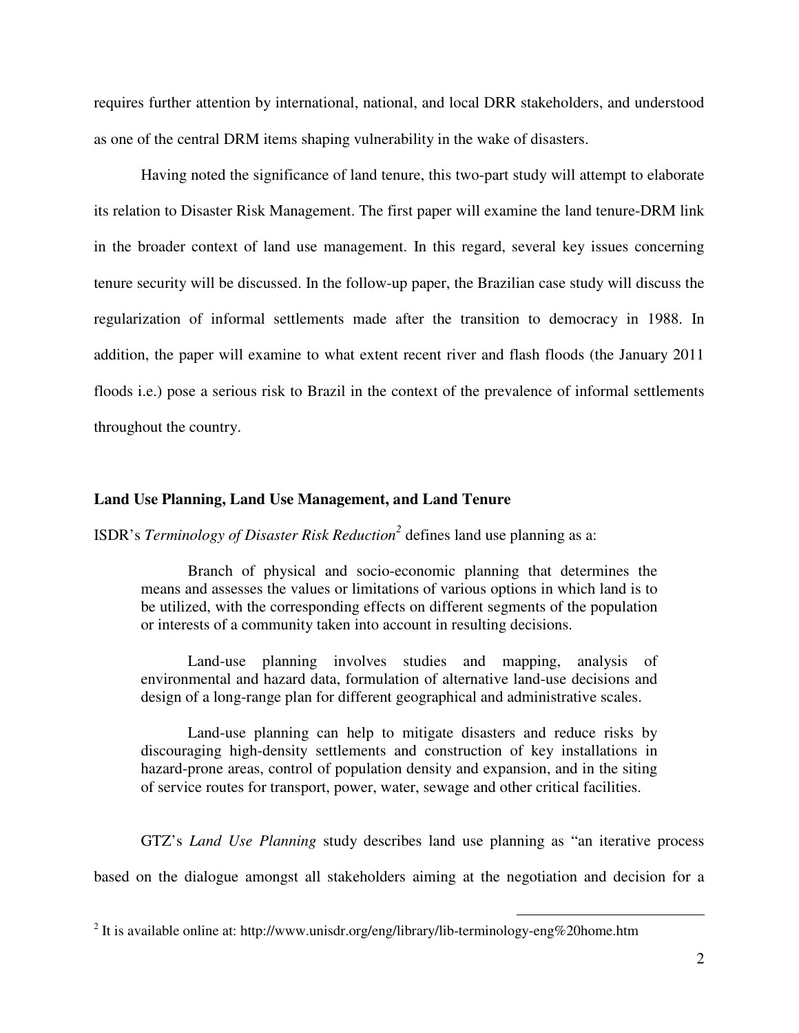requires further attention by international, national, and local DRR stakeholders, and understood as one of the central DRM items shaping vulnerability in the wake of disasters.

Having noted the significance of land tenure, this two-part study will attempt to elaborate its relation to Disaster Risk Management. The first paper will examine the land tenure-DRM link in the broader context of land use management. In this regard, several key issues concerning tenure security will be discussed. In the follow-up paper, the Brazilian case study will discuss the regularization of informal settlements made after the transition to democracy in 1988. In addition, the paper will examine to what extent recent river and flash floods (the January 2011 floods i.e.) pose a serious risk to Brazil in the context of the prevalence of informal settlements throughout the country.

**Land Use Planning, Land Use Management, and Land Tenure**

ISDR's *Terminology of Disaster Risk Reduction*[2] defines land use planning as a:

> Branch of physical and socio-economic planning that determines the means and assesses the values or limitations of various options in which land is to be utilized, with the corresponding effects on different segments of the population or interests of a community taken into account in resulting decisions.
>
> Land-use planning involves studies and mapping, analysis of environmental and hazard data, formulation of alternative land-use decisions and design of a long-range plan for different geographical and administrative scales.
>
> Land-use planning can help to mitigate disasters and reduce risks by discouraging high-density settlements and construction of key installations in hazard-prone areas, control of population density and expansion, and in the siting of service routes for transport, power, water, sewage and other critical facilities.

GTZ's *Land Use Planning* study describes land use planning as "an iterative process based on the dialogue amongst all stakeholders aiming at the negotiation and decision for a

[2] It is available online at: http://www.unisdr.org/eng/library/lib-terminology-eng%20home.htm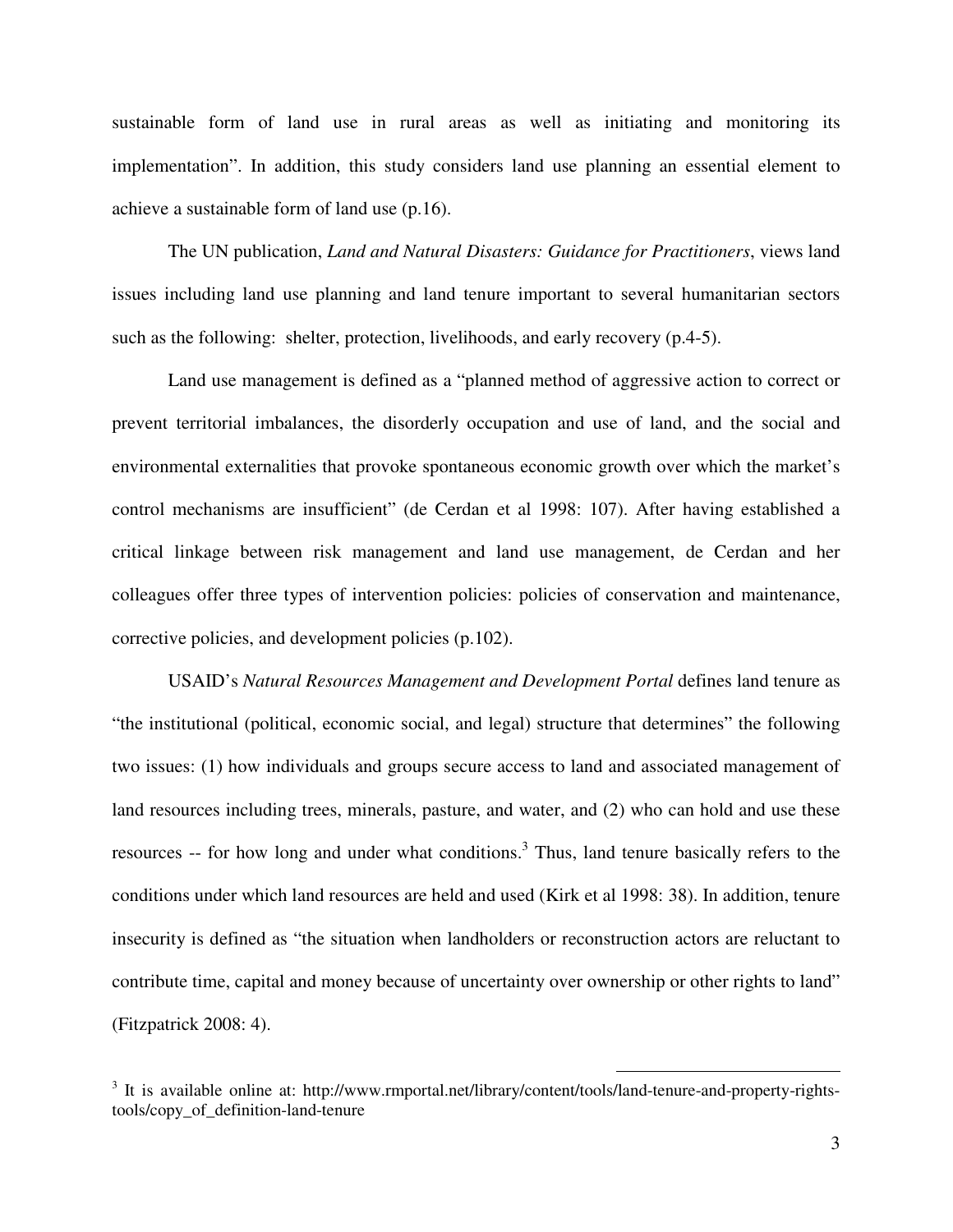sustainable form of land use in rural areas as well as initiating and monitoring its implementation". In addition, this study considers land use planning an essential element to achieve a sustainable form of land use (p.16).

The UN publication, *Land and Natural Disasters: Guidance for Practitioners*, views land issues including land use planning and land tenure important to several humanitarian sectors such as the following: shelter, protection, livelihoods, and early recovery (p.4-5).

Land use management is defined as a "planned method of aggressive action to correct or prevent territorial imbalances, the disorderly occupation and use of land, and the social and environmental externalities that provoke spontaneous economic growth over which the market's control mechanisms are insufficient" (de Cerdan et al 1998: 107). After having established a critical linkage between risk management and land use management, de Cerdan and her colleagues offer three types of intervention policies: policies of conservation and maintenance, corrective policies, and development policies (p.102).

USAID's *Natural Resources Management and Development Portal* defines land tenure as "the institutional (political, economic social, and legal) structure that determines" the following two issues: (1) how individuals and groups secure access to land and associated management of land resources including trees, minerals, pasture, and water, and (2) who can hold and use these resources -- for how long and under what conditions.[3] Thus, land tenure basically refers to the conditions under which land resources are held and used (Kirk et al 1998: 38). In addition, tenure insecurity is defined as "the situation when landholders or reconstruction actors are reluctant to contribute time, capital and money because of uncertainty over ownership or other rights to land" (Fitzpatrick 2008: 4).

---

[3] It is available online at: http://www.rmportal.net/library/content/tools/land-tenure-and-property-rights-tools/copy_of_definition-land-tenure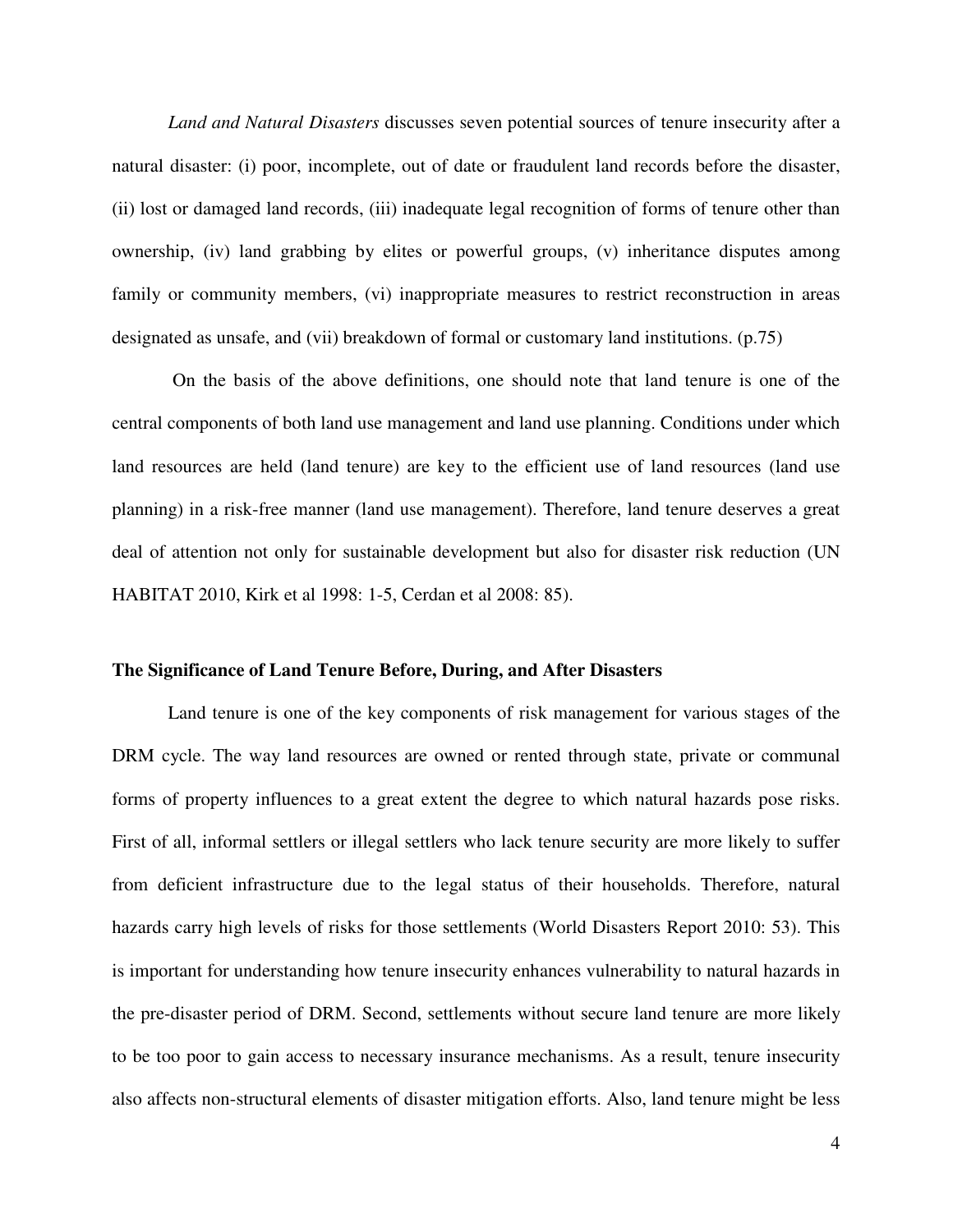*Land and Natural Disasters* discusses seven potential sources of tenure insecurity after a natural disaster: (i) poor, incomplete, out of date or fraudulent land records before the disaster, (ii) lost or damaged land records, (iii) inadequate legal recognition of forms of tenure other than ownership, (iv) land grabbing by elites or powerful groups, (v) inheritance disputes among family or community members, (vi) inappropriate measures to restrict reconstruction in areas designated as unsafe, and (vii) breakdown of formal or customary land institutions. (p.75)

On the basis of the above definitions, one should note that land tenure is one of the central components of both land use management and land use planning. Conditions under which land resources are held (land tenure) are key to the efficient use of land resources (land use planning) in a risk-free manner (land use management). Therefore, land tenure deserves a great deal of attention not only for sustainable development but also for disaster risk reduction (UN HABITAT 2010, Kirk et al 1998: 1-5, Cerdan et al 2008: 85).

**The Significance of Land Tenure Before, During, and After Disasters**

Land tenure is one of the key components of risk management for various stages of the DRM cycle. The way land resources are owned or rented through state, private or communal forms of property influences to a great extent the degree to which natural hazards pose risks. First of all, informal settlers or illegal settlers who lack tenure security are more likely to suffer from deficient infrastructure due to the legal status of their households. Therefore, natural hazards carry high levels of risks for those settlements (World Disasters Report 2010: 53). This is important for understanding how tenure insecurity enhances vulnerability to natural hazards in the pre-disaster period of DRM. Second, settlements without secure land tenure are more likely to be too poor to gain access to necessary insurance mechanisms. As a result, tenure insecurity also affects non-structural elements of disaster mitigation efforts. Also, land tenure might be less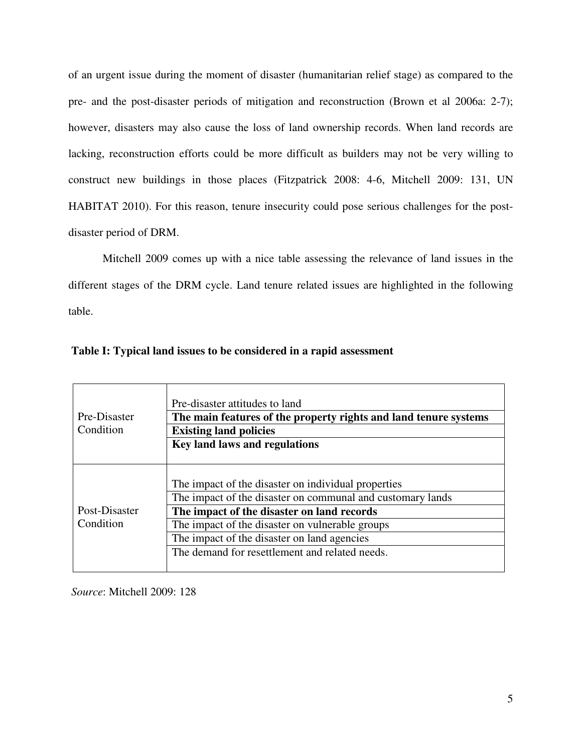of an urgent issue during the moment of disaster (humanitarian relief stage) as compared to the pre- and the post-disaster periods of mitigation and reconstruction (Brown et al 2006a: 2-7); however, disasters may also cause the loss of land ownership records. When land records are lacking, reconstruction efforts could be more difficult as builders may not be very willing to construct new buildings in those places (Fitzpatrick 2008: 4-6, Mitchell 2009: 131, UN HABITAT 2010). For this reason, tenure insecurity could pose serious challenges for the post-disaster period of DRM.

Mitchell 2009 comes up with a nice table assessing the relevance of land issues in the different stages of the DRM cycle. Land tenure related issues are highlighted in the following table.

**Table I: Typical land issues to be considered in a rapid assessment**

| | |
|---|---|
| Pre-Disaster Condition | Pre-disaster attitudes to land |
| | **The main features of the property rights and land tenure systems** |
| | **Existing land policies** |
| | **Key land laws and regulations** |
| Post-Disaster Condition | The impact of the disaster on individual properties |
| | The impact of the disaster on communal and customary lands |
| | **The impact of the disaster on land records** |
| | The impact of the disaster on vulnerable groups |
| | The impact of the disaster on land agencies |
| | The demand for resettlement and related needs. |

*Source*: Mitchell 2009: 128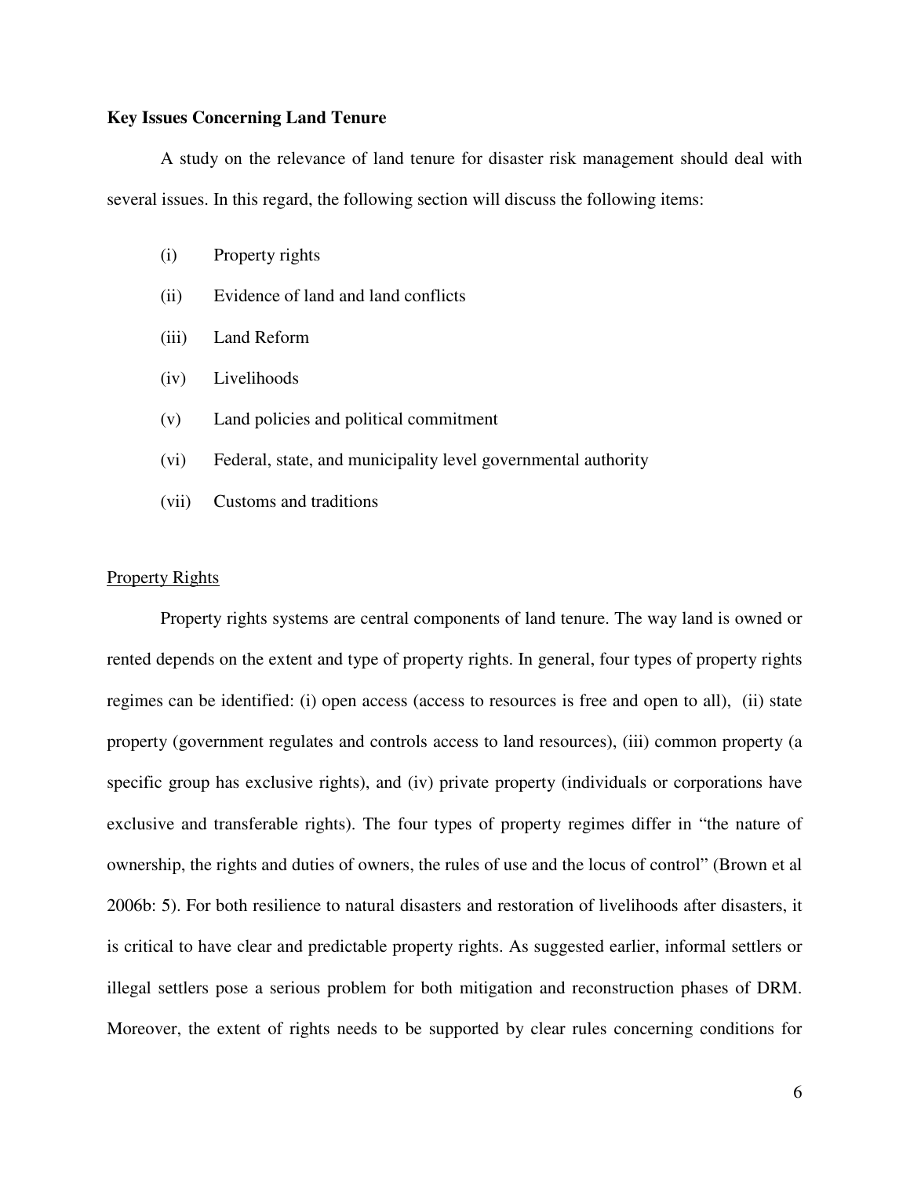**Key Issues Concerning Land Tenure**

A study on the relevance of land tenure for disaster risk management should deal with several issues. In this regard, the following section will discuss the following items:

(i) Property rights

(ii) Evidence of land and land conflicts

(iii) Land Reform

(iv) Livelihoods

(v) Land policies and political commitment

(vi) Federal, state, and municipality level governmental authority

(vii) Customs and traditions

Property Rights

Property rights systems are central components of land tenure. The way land is owned or rented depends on the extent and type of property rights. In general, four types of property rights regimes can be identified: (i) open access (access to resources is free and open to all), (ii) state property (government regulates and controls access to land resources), (iii) common property (a specific group has exclusive rights), and (iv) private property (individuals or corporations have exclusive and transferable rights). The four types of property regimes differ in "the nature of ownership, the rights and duties of owners, the rules of use and the locus of control" (Brown et al 2006b: 5). For both resilience to natural disasters and restoration of livelihoods after disasters, it is critical to have clear and predictable property rights. As suggested earlier, informal settlers or illegal settlers pose a serious problem for both mitigation and reconstruction phases of DRM. Moreover, the extent of rights needs to be supported by clear rules concerning conditions for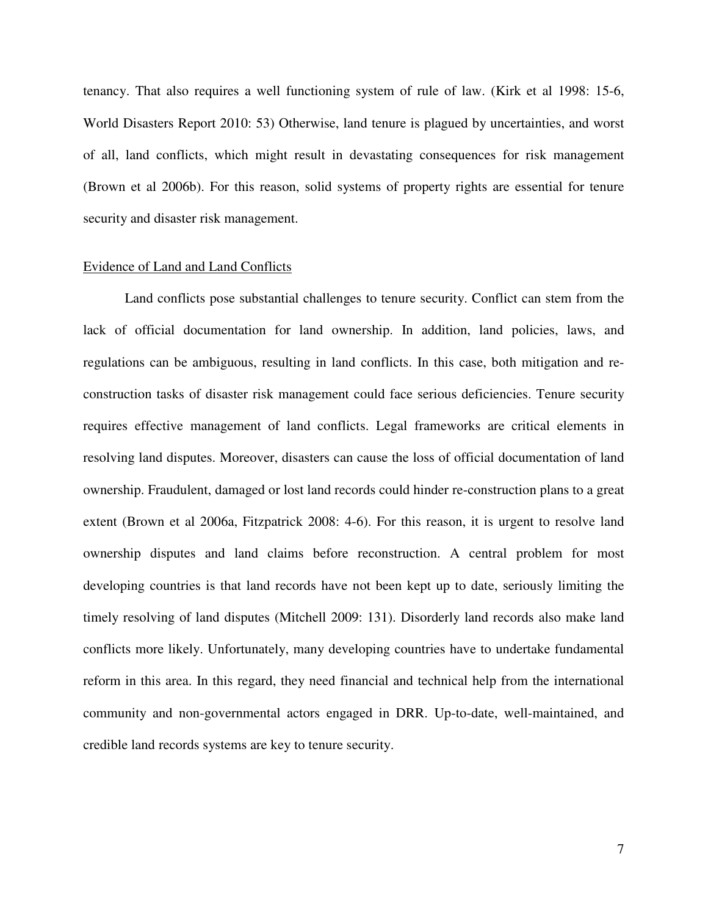tenancy. That also requires a well functioning system of rule of law. (Kirk et al 1998: 15-6, World Disasters Report 2010: 53) Otherwise, land tenure is plagued by uncertainties, and worst of all, land conflicts, which might result in devastating consequences for risk management (Brown et al 2006b). For this reason, solid systems of property rights are essential for tenure security and disaster risk management.

<u>Evidence of Land and Land Conflicts</u>

Land conflicts pose substantial challenges to tenure security. Conflict can stem from the lack of official documentation for land ownership. In addition, land policies, laws, and regulations can be ambiguous, resulting in land conflicts. In this case, both mitigation and re-construction tasks of disaster risk management could face serious deficiencies. Tenure security requires effective management of land conflicts. Legal frameworks are critical elements in resolving land disputes. Moreover, disasters can cause the loss of official documentation of land ownership. Fraudulent, damaged or lost land records could hinder re-construction plans to a great extent (Brown et al 2006a, Fitzpatrick 2008: 4-6). For this reason, it is urgent to resolve land ownership disputes and land claims before reconstruction. A central problem for most developing countries is that land records have not been kept up to date, seriously limiting the timely resolving of land disputes (Mitchell 2009: 131). Disorderly land records also make land conflicts more likely. Unfortunately, many developing countries have to undertake fundamental reform in this area. In this regard, they need financial and technical help from the international community and non-governmental actors engaged in DRR. Up-to-date, well-maintained, and credible land records systems are key to tenure security.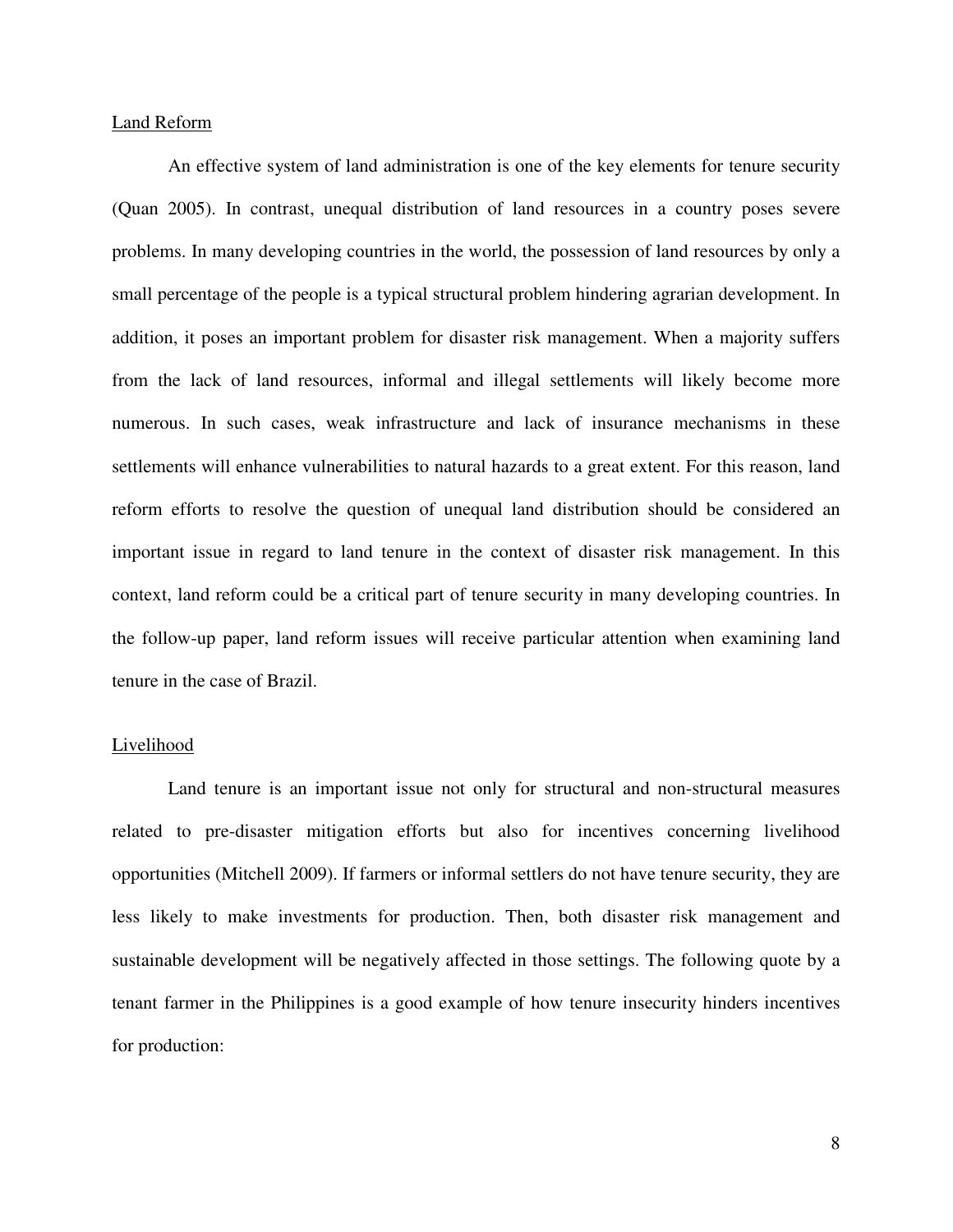## Land Reform

An effective system of land administration is one of the key elements for tenure security (Quan 2005). In contrast, unequal distribution of land resources in a country poses severe problems. In many developing countries in the world, the possession of land resources by only a small percentage of the people is a typical structural problem hindering agrarian development. In addition, it poses an important problem for disaster risk management. When a majority suffers from the lack of land resources, informal and illegal settlements will likely become more numerous. In such cases, weak infrastructure and lack of insurance mechanisms in these settlements will enhance vulnerabilities to natural hazards to a great extent. For this reason, land reform efforts to resolve the question of unequal land distribution should be considered an important issue in regard to land tenure in the context of disaster risk management. In this context, land reform could be a critical part of tenure security in many developing countries. In the follow-up paper, land reform issues will receive particular attention when examining land tenure in the case of Brazil.

## Livelihood

Land tenure is an important issue not only for structural and non-structural measures related to pre-disaster mitigation efforts but also for incentives concerning livelihood opportunities (Mitchell 2009). If farmers or informal settlers do not have tenure security, they are less likely to make investments for production. Then, both disaster risk management and sustainable development will be negatively affected in those settings. The following quote by a tenant farmer in the Philippines is a good example of how tenure insecurity hinders incentives for production: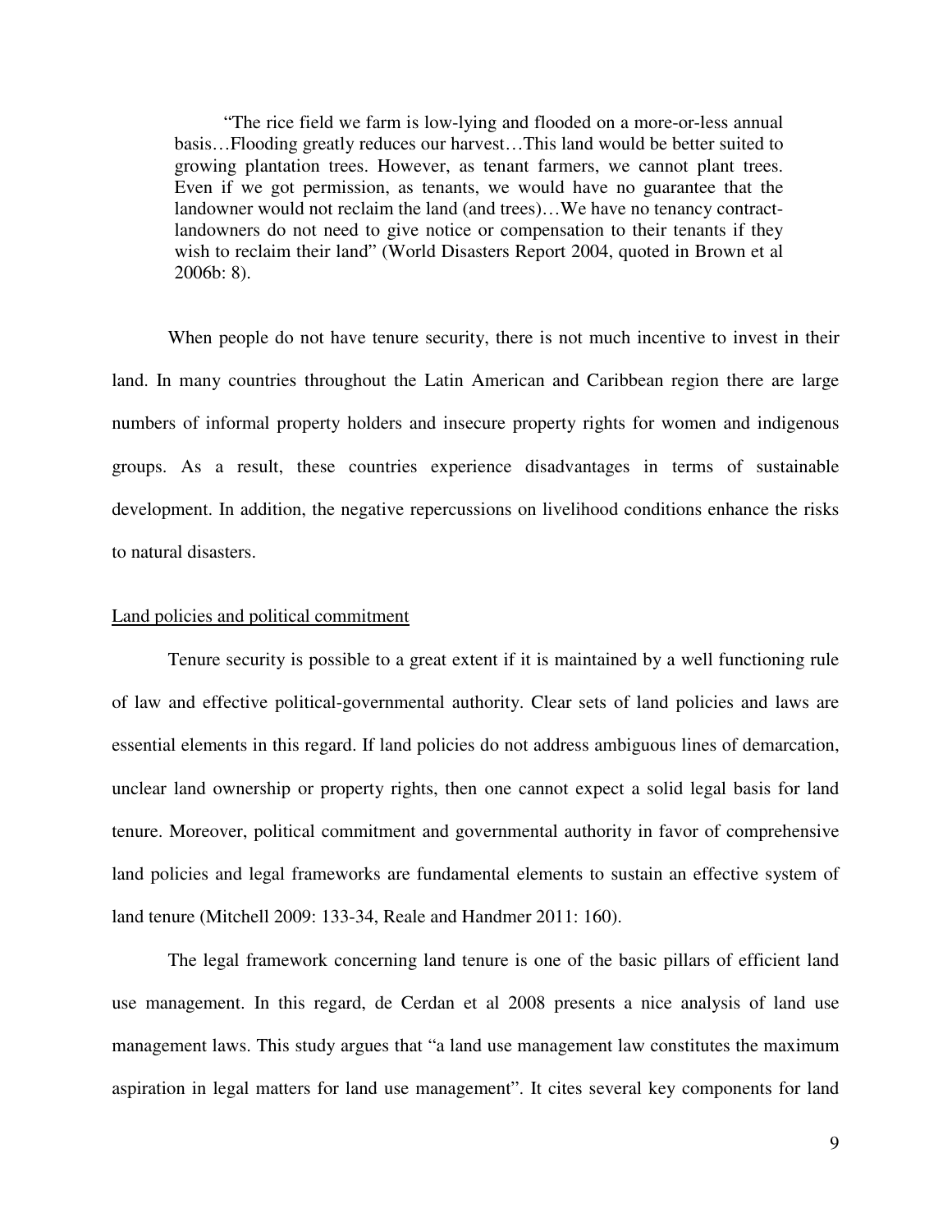> "The rice field we farm is low-lying and flooded on a more-or-less annual basis…Flooding greatly reduces our harvest…This land would be better suited to growing plantation trees. However, as tenant farmers, we cannot plant trees. Even if we got permission, as tenants, we would have no guarantee that the landowner would not reclaim the land (and trees)…We have no tenancy contract-landowners do not need to give notice or compensation to their tenants if they wish to reclaim their land" (World Disasters Report 2004, quoted in Brown et al 2006b: 8).

When people do not have tenure security, there is not much incentive to invest in their land. In many countries throughout the Latin American and Caribbean region there are large numbers of informal property holders and insecure property rights for women and indigenous groups. As a result, these countries experience disadvantages in terms of sustainable development. In addition, the negative repercussions on livelihood conditions enhance the risks to natural disasters.

<u>Land policies and political commitment</u>

Tenure security is possible to a great extent if it is maintained by a well functioning rule of law and effective political-governmental authority. Clear sets of land policies and laws are essential elements in this regard. If land policies do not address ambiguous lines of demarcation, unclear land ownership or property rights, then one cannot expect a solid legal basis for land tenure. Moreover, political commitment and governmental authority in favor of comprehensive land policies and legal frameworks are fundamental elements to sustain an effective system of land tenure (Mitchell 2009: 133-34, Reale and Handmer 2011: 160).

The legal framework concerning land tenure is one of the basic pillars of efficient land use management. In this regard, de Cerdan et al 2008 presents a nice analysis of land use management laws. This study argues that "a land use management law constitutes the maximum aspiration in legal matters for land use management". It cites several key components for land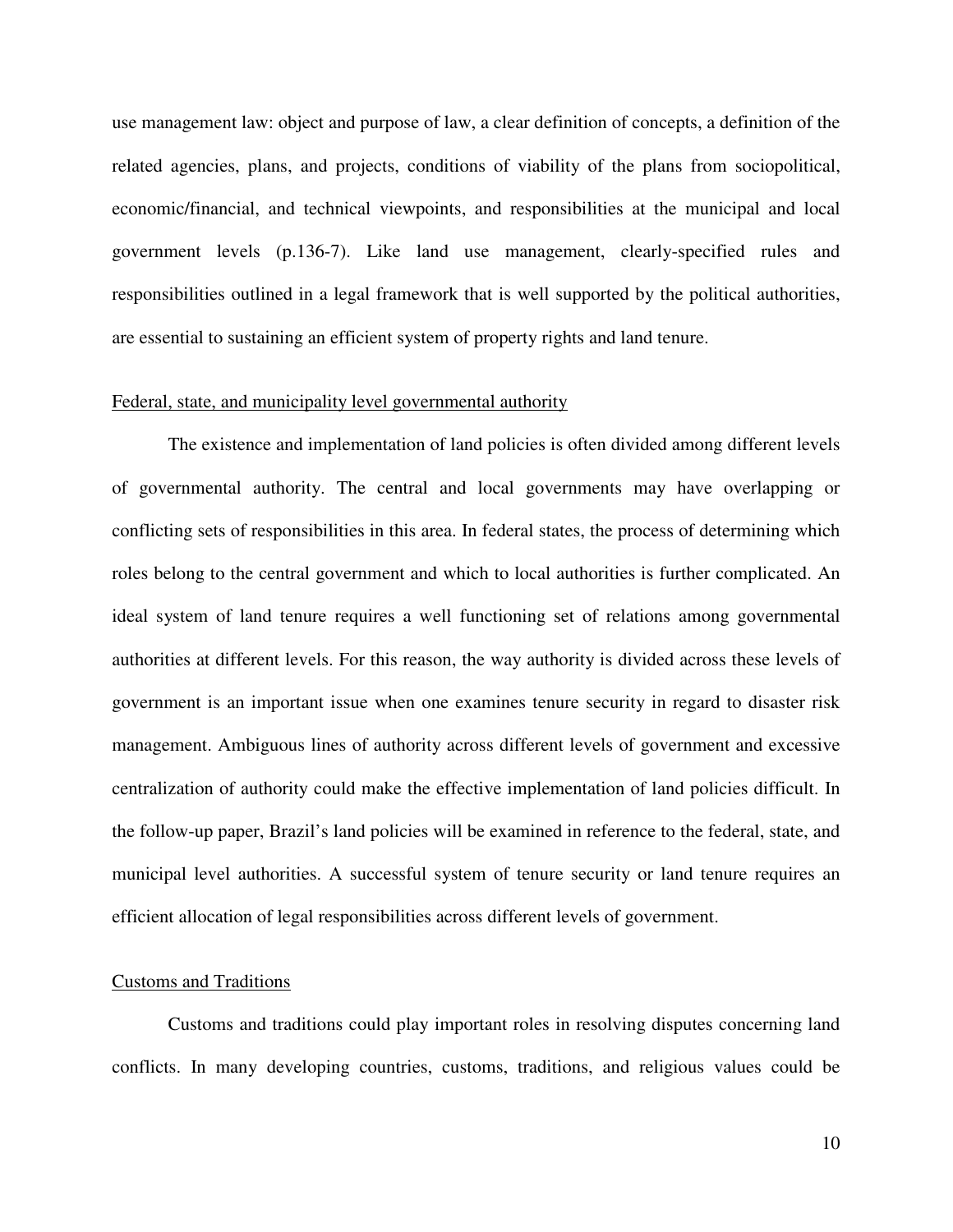use management law: object and purpose of law, a clear definition of concepts, a definition of the related agencies, plans, and projects, conditions of viability of the plans from sociopolitical, economic/financial, and technical viewpoints, and responsibilities at the municipal and local government levels (p.136-7). Like land use management, clearly-specified rules and responsibilities outlined in a legal framework that is well supported by the political authorities, are essential to sustaining an efficient system of property rights and land tenure.

### Federal, state, and municipality level governmental authority

The existence and implementation of land policies is often divided among different levels of governmental authority. The central and local governments may have overlapping or conflicting sets of responsibilities in this area. In federal states, the process of determining which roles belong to the central government and which to local authorities is further complicated. An ideal system of land tenure requires a well functioning set of relations among governmental authorities at different levels. For this reason, the way authority is divided across these levels of government is an important issue when one examines tenure security in regard to disaster risk management. Ambiguous lines of authority across different levels of government and excessive centralization of authority could make the effective implementation of land policies difficult. In the follow-up paper, Brazil's land policies will be examined in reference to the federal, state, and municipal level authorities. A successful system of tenure security or land tenure requires an efficient allocation of legal responsibilities across different levels of government.

### Customs and Traditions

Customs and traditions could play important roles in resolving disputes concerning land conflicts. In many developing countries, customs, traditions, and religious values could be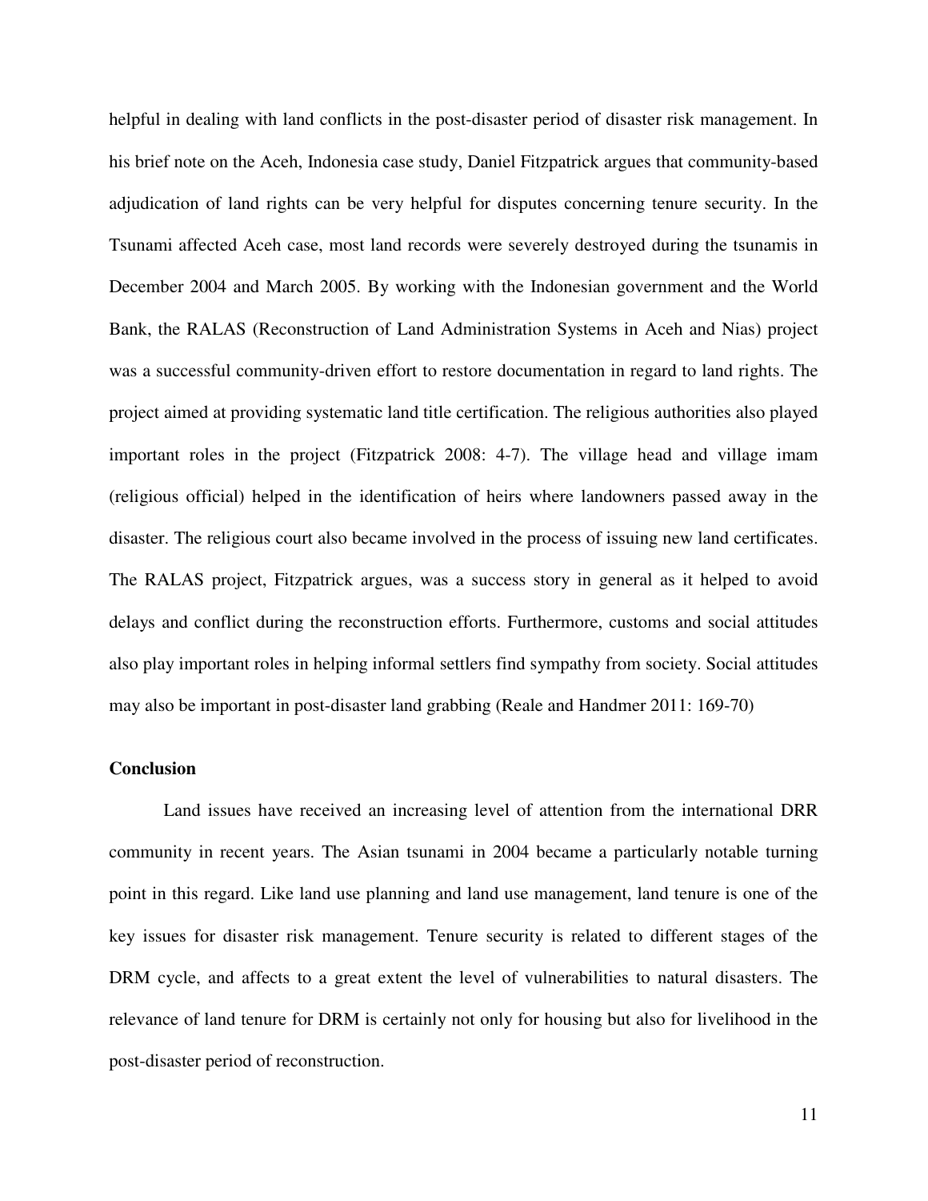helpful in dealing with land conflicts in the post-disaster period of disaster risk management. In his brief note on the Aceh, Indonesia case study, Daniel Fitzpatrick argues that community-based adjudication of land rights can be very helpful for disputes concerning tenure security. In the Tsunami affected Aceh case, most land records were severely destroyed during the tsunamis in December 2004 and March 2005. By working with the Indonesian government and the World Bank, the RALAS (Reconstruction of Land Administration Systems in Aceh and Nias) project was a successful community-driven effort to restore documentation in regard to land rights. The project aimed at providing systematic land title certification. The religious authorities also played important roles in the project (Fitzpatrick 2008: 4-7). The village head and village imam (religious official) helped in the identification of heirs where landowners passed away in the disaster. The religious court also became involved in the process of issuing new land certificates. The RALAS project, Fitzpatrick argues, was a success story in general as it helped to avoid delays and conflict during the reconstruction efforts. Furthermore, customs and social attitudes also play important roles in helping informal settlers find sympathy from society. Social attitudes may also be important in post-disaster land grabbing (Reale and Handmer 2011: 169-70)

**Conclusion**

Land issues have received an increasing level of attention from the international DRR community in recent years. The Asian tsunami in 2004 became a particularly notable turning point in this regard. Like land use planning and land use management, land tenure is one of the key issues for disaster risk management. Tenure security is related to different stages of the DRM cycle, and affects to a great extent the level of vulnerabilities to natural disasters. The relevance of land tenure for DRM is certainly not only for housing but also for livelihood in the post-disaster period of reconstruction.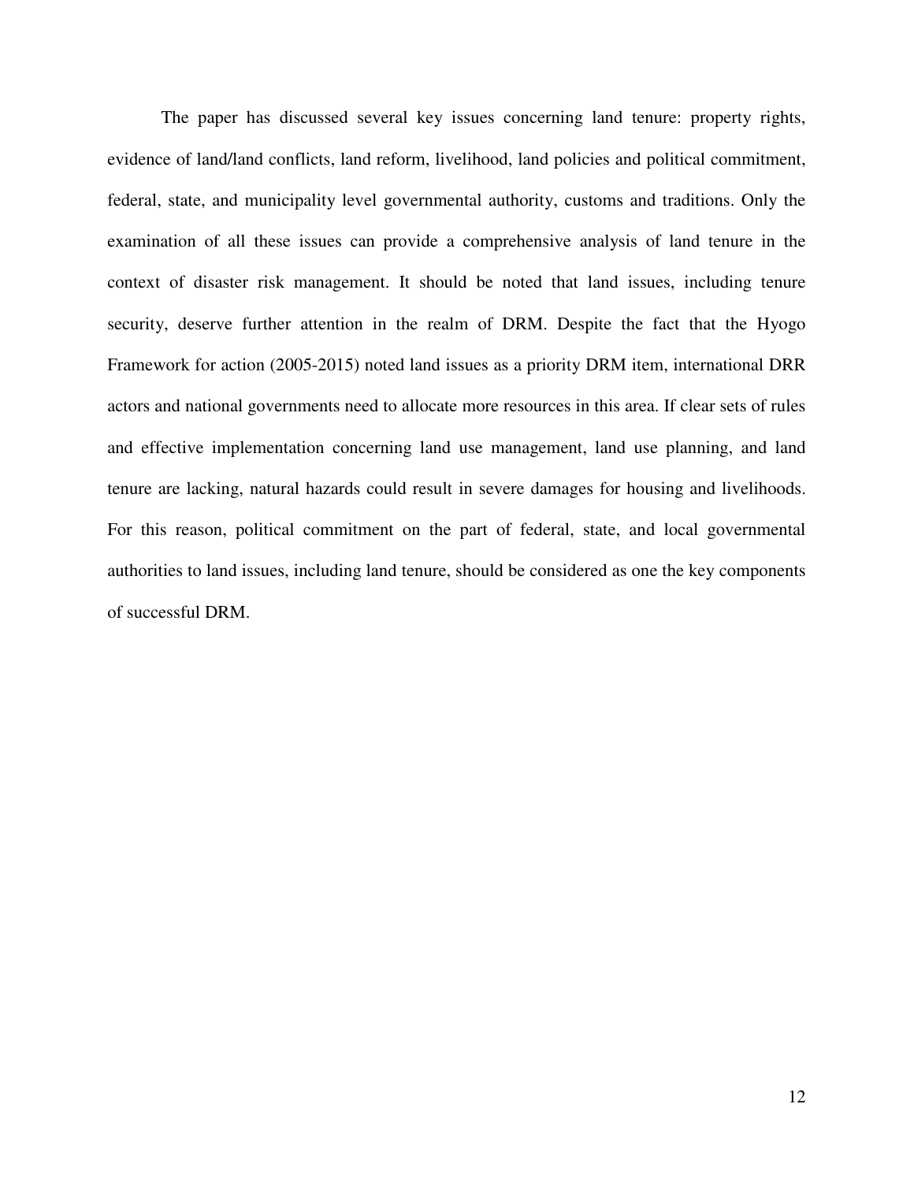The paper has discussed several key issues concerning land tenure: property rights, evidence of land/land conflicts, land reform, livelihood, land policies and political commitment, federal, state, and municipality level governmental authority, customs and traditions. Only the examination of all these issues can provide a comprehensive analysis of land tenure in the context of disaster risk management. It should be noted that land issues, including tenure security, deserve further attention in the realm of DRM. Despite the fact that the Hyogo Framework for action (2005-2015) noted land issues as a priority DRM item, international DRR actors and national governments need to allocate more resources in this area. If clear sets of rules and effective implementation concerning land use management, land use planning, and land tenure are lacking, natural hazards could result in severe damages for housing and livelihoods. For this reason, political commitment on the part of federal, state, and local governmental authorities to land issues, including land tenure, should be considered as one the key components of successful DRM.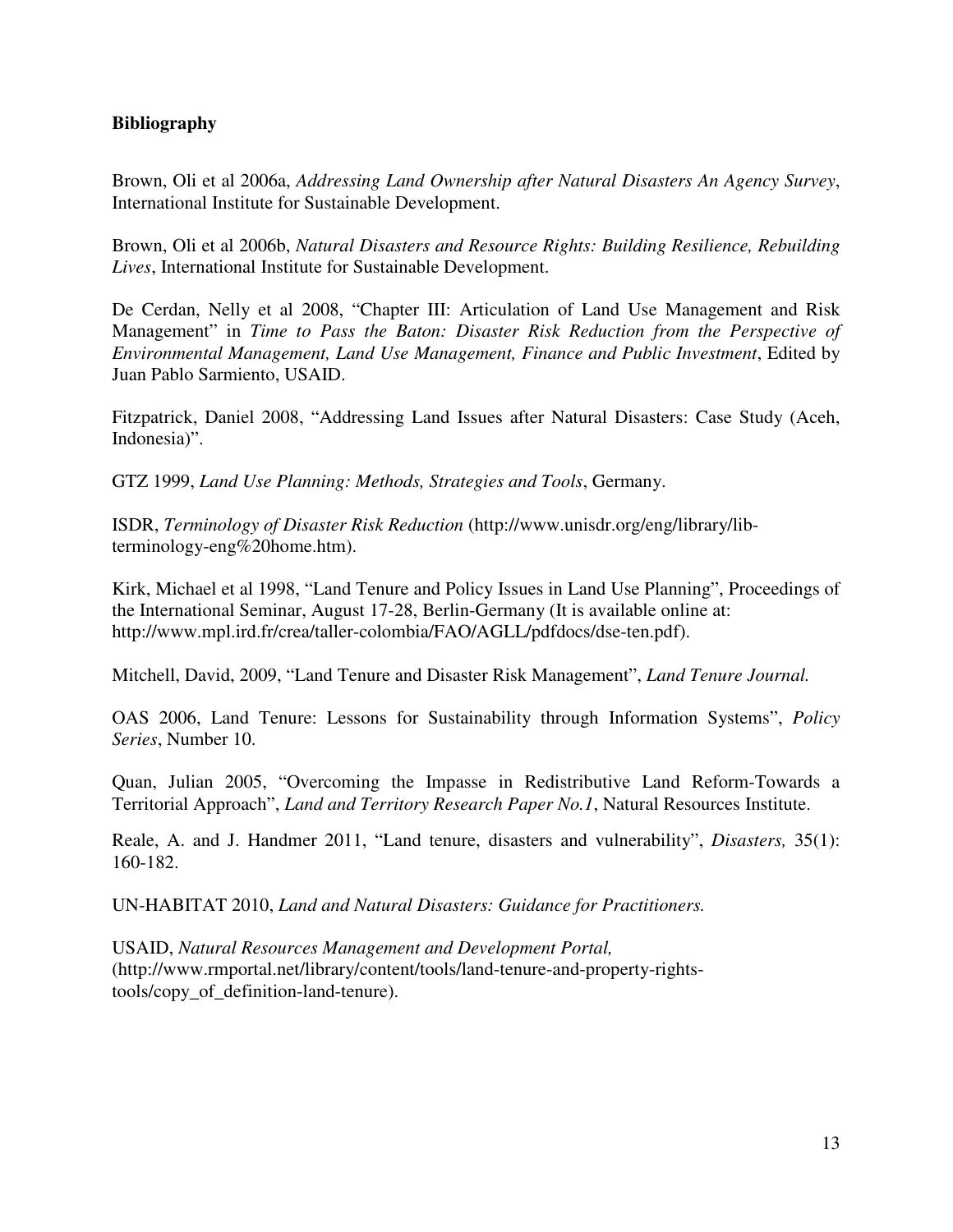**Bibliography**

Brown, Oli et al 2006a, *Addressing Land Ownership after Natural Disasters An Agency Survey*, International Institute for Sustainable Development.

Brown, Oli et al 2006b, *Natural Disasters and Resource Rights: Building Resilience, Rebuilding Lives*, International Institute for Sustainable Development.

De Cerdan, Nelly et al 2008, "Chapter III: Articulation of Land Use Management and Risk Management" in *Time to Pass the Baton: Disaster Risk Reduction from the Perspective of Environmental Management, Land Use Management, Finance and Public Investment*, Edited by Juan Pablo Sarmiento, USAID.

Fitzpatrick, Daniel 2008, "Addressing Land Issues after Natural Disasters: Case Study (Aceh, Indonesia)".

GTZ 1999, *Land Use Planning: Methods, Strategies and Tools*, Germany.

ISDR, *Terminology of Disaster Risk Reduction* (http://www.unisdr.org/eng/library/lib-terminology-eng%20home.htm).

Kirk, Michael et al 1998, "Land Tenure and Policy Issues in Land Use Planning", Proceedings of the International Seminar, August 17-28, Berlin-Germany (It is available online at: http://www.mpl.ird.fr/crea/taller-colombia/FAO/AGLL/pdfdocs/dse-ten.pdf).

Mitchell, David, 2009, "Land Tenure and Disaster Risk Management", *Land Tenure Journal.*

OAS 2006, Land Tenure: Lessons for Sustainability through Information Systems", *Policy Series*, Number 10.

Quan, Julian 2005, "Overcoming the Impasse in Redistributive Land Reform-Towards a Territorial Approach", *Land and Territory Research Paper No.1*, Natural Resources Institute.

Reale, A. and J. Handmer 2011, "Land tenure, disasters and vulnerability", *Disasters,* 35(1): 160-182.

UN-HABITAT 2010, *Land and Natural Disasters: Guidance for Practitioners.*

USAID, *Natural Resources Management and Development Portal,* (http://www.rmportal.net/library/content/tools/land-tenure-and-property-rights-tools/copy_of_definition-land-tenure).